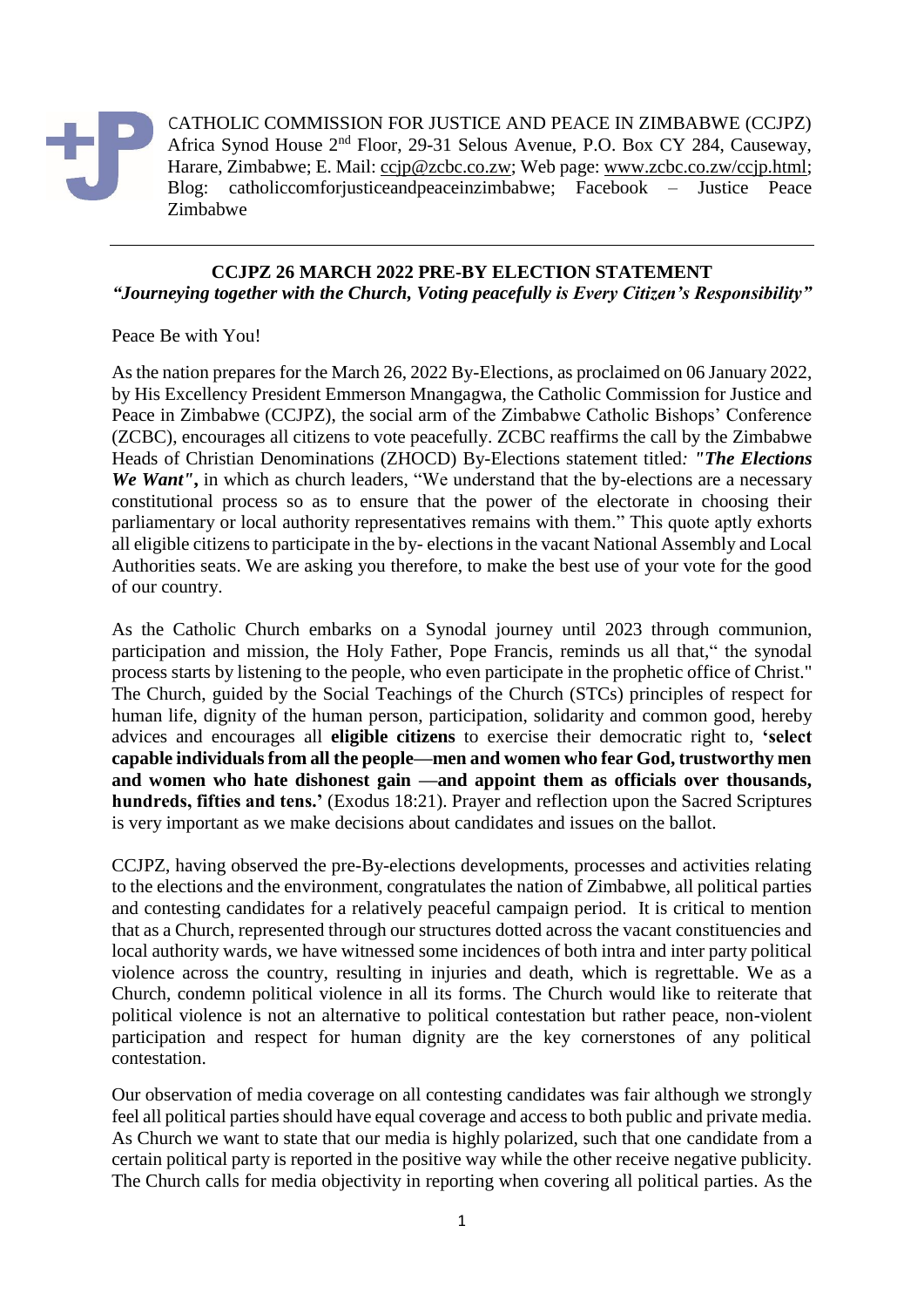CATHOLIC COMMISSION FOR JUSTICE AND PEACE IN ZIMBABWE (CCJPZ)
Africa Synod House 2nd Floor, 29-31 Selous Avenue, P.O. Box CY 284, Causeway, Harare, Zimbabwe; E. Mail: ccjp@zcbc.co.zw; Web page: www.zcbc.co.zw/ccjp.html; Blog: catholiccomforjusticeandpeaceinzimbabwe; Facebook – Justice Peace Zimbabwe

---

## CCJPZ 26 MARCH 2022 PRE-BY ELECTION STATEMENT

***"Journeying together with the Church, Voting peacefully is Every Citizen's Responsibility"***

Peace Be with You!

As the nation prepares for the March 26, 2022 By-Elections, as proclaimed on 06 January 2022, by His Excellency President Emmerson Mnangagwa, the Catholic Commission for Justice and Peace in Zimbabwe (CCJPZ), the social arm of the Zimbabwe Catholic Bishops' Conference (ZCBC), encourages all citizens to vote peacefully. ZCBC reaffirms the call by the Zimbabwe Heads of Christian Denominations (ZHOCD) By-Elections statement titled*: **"The Elections We Want",*** in which as church leaders, "We understand that the by-elections are a necessary constitutional process so as to ensure that the power of the electorate in choosing their parliamentary or local authority representatives remains with them." This quote aptly exhorts all eligible citizens to participate in the by- elections in the vacant National Assembly and Local Authorities seats. We are asking you therefore, to make the best use of your vote for the good of our country.

As the Catholic Church embarks on a Synodal journey until 2023 through communion, participation and mission, the Holy Father, Pope Francis, reminds us all that," the synodal process starts by listening to the people, who even participate in the prophetic office of Christ." The Church, guided by the Social Teachings of the Church (STCs) principles of respect for human life, dignity of the human person, participation, solidarity and common good, hereby advices and encourages all **eligible citizens** to exercise their democratic right to, **'select capable individuals from all the people—men and women who fear God, trustworthy men and women who hate dishonest gain —and appoint them as officials over thousands, hundreds, fifties and tens.'** (Exodus 18:21). Prayer and reflection upon the Sacred Scriptures is very important as we make decisions about candidates and issues on the ballot.

CCJPZ, having observed the pre-By-elections developments, processes and activities relating to the elections and the environment, congratulates the nation of Zimbabwe, all political parties and contesting candidates for a relatively peaceful campaign period. It is critical to mention that as a Church, represented through our structures dotted across the vacant constituencies and local authority wards, we have witnessed some incidences of both intra and inter party political violence across the country, resulting in injuries and death, which is regrettable. We as a Church, condemn political violence in all its forms. The Church would like to reiterate that political violence is not an alternative to political contestation but rather peace, non-violent participation and respect for human dignity are the key cornerstones of any political contestation.

Our observation of media coverage on all contesting candidates was fair although we strongly feel all political parties should have equal coverage and access to both public and private media. As Church we want to state that our media is highly polarized, such that one candidate from a certain political party is reported in the positive way while the other receive negative publicity. The Church calls for media objectivity in reporting when covering all political parties. As the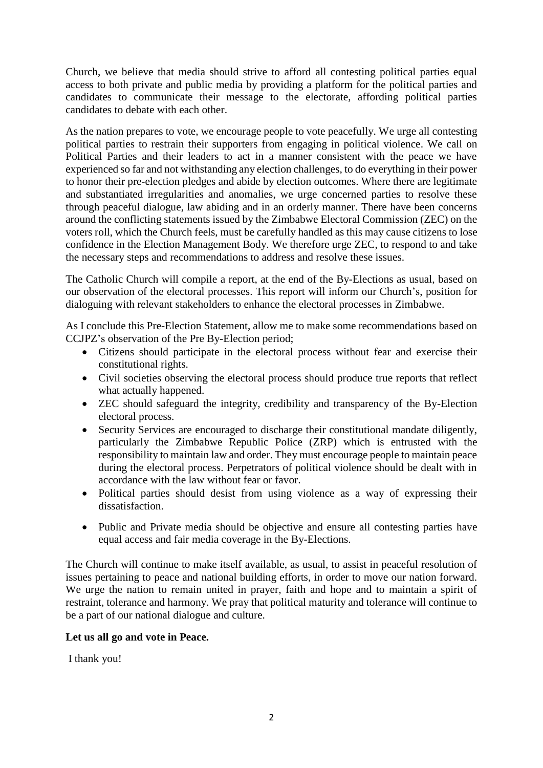Church, we believe that media should strive to afford all contesting political parties equal access to both private and public media by providing a platform for the political parties and candidates to communicate their message to the electorate, affording political parties candidates to debate with each other.

As the nation prepares to vote, we encourage people to vote peacefully. We urge all contesting political parties to restrain their supporters from engaging in political violence. We call on Political Parties and their leaders to act in a manner consistent with the peace we have experienced so far and not withstanding any election challenges, to do everything in their power to honor their pre-election pledges and abide by election outcomes. Where there are legitimate and substantiated irregularities and anomalies, we urge concerned parties to resolve these through peaceful dialogue, law abiding and in an orderly manner. There have been concerns around the conflicting statements issued by the Zimbabwe Electoral Commission (ZEC) on the voters roll, which the Church feels, must be carefully handled as this may cause citizens to lose confidence in the Election Management Body. We therefore urge ZEC, to respond to and take the necessary steps and recommendations to address and resolve these issues.

The Catholic Church will compile a report, at the end of the By-Elections as usual, based on our observation of the electoral processes. This report will inform our Church's, position for dialoguing with relevant stakeholders to enhance the electoral processes in Zimbabwe.

As I conclude this Pre-Election Statement, allow me to make some recommendations based on CCJPZ's observation of the Pre By-Election period;

- Citizens should participate in the electoral process without fear and exercise their constitutional rights.
- Civil societies observing the electoral process should produce true reports that reflect what actually happened.
- ZEC should safeguard the integrity, credibility and transparency of the By-Election electoral process.
- Security Services are encouraged to discharge their constitutional mandate diligently, particularly the Zimbabwe Republic Police (ZRP) which is entrusted with the responsibility to maintain law and order. They must encourage people to maintain peace during the electoral process. Perpetrators of political violence should be dealt with in accordance with the law without fear or favor.
- Political parties should desist from using violence as a way of expressing their dissatisfaction.
- Public and Private media should be objective and ensure all contesting parties have equal access and fair media coverage in the By-Elections.

The Church will continue to make itself available, as usual, to assist in peaceful resolution of issues pertaining to peace and national building efforts, in order to move our nation forward. We urge the nation to remain united in prayer, faith and hope and to maintain a spirit of restraint, tolerance and harmony. We pray that political maturity and tolerance will continue to be a part of our national dialogue and culture.

**Let us all go and vote in Peace.**

I thank you!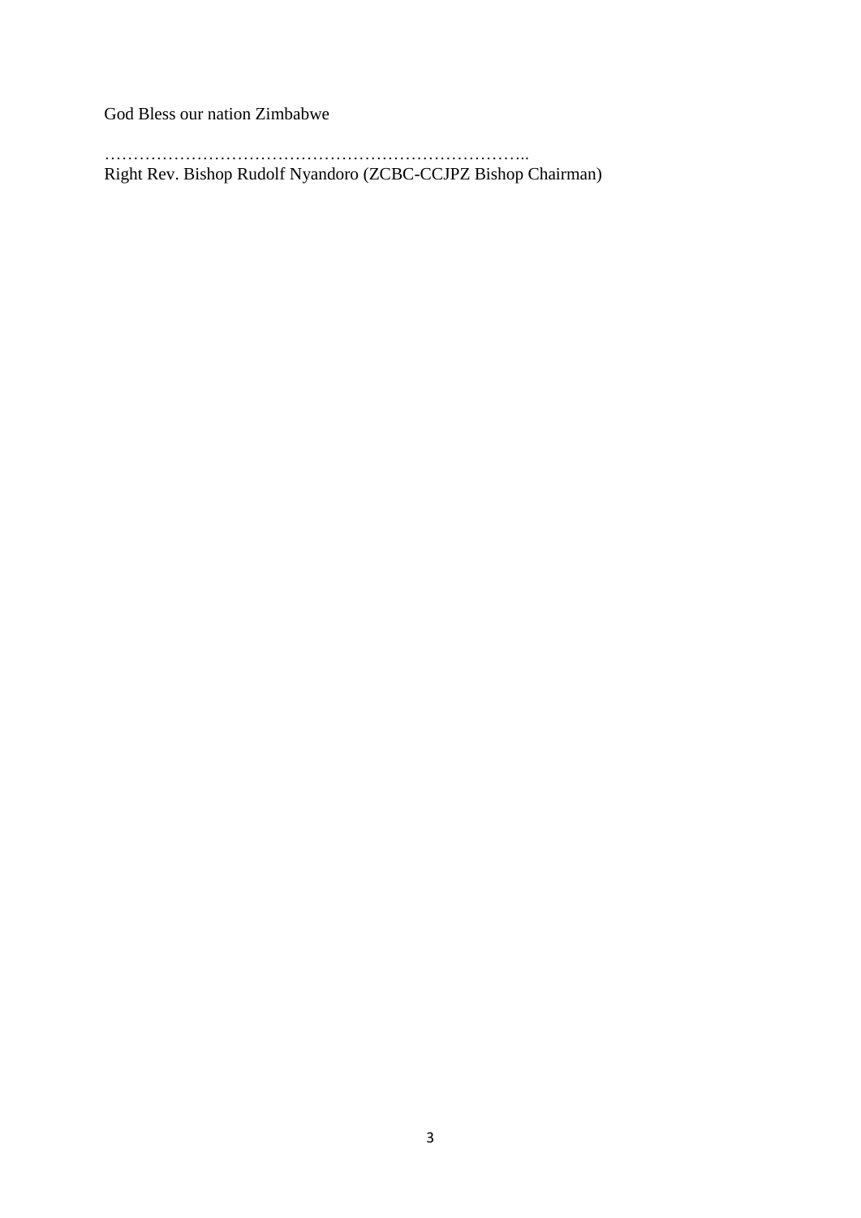God Bless our nation Zimbabwe

…………………………………………………………………..
Right Rev. Bishop Rudolf Nyandoro (ZCBC-CCJPZ Bishop Chairman)